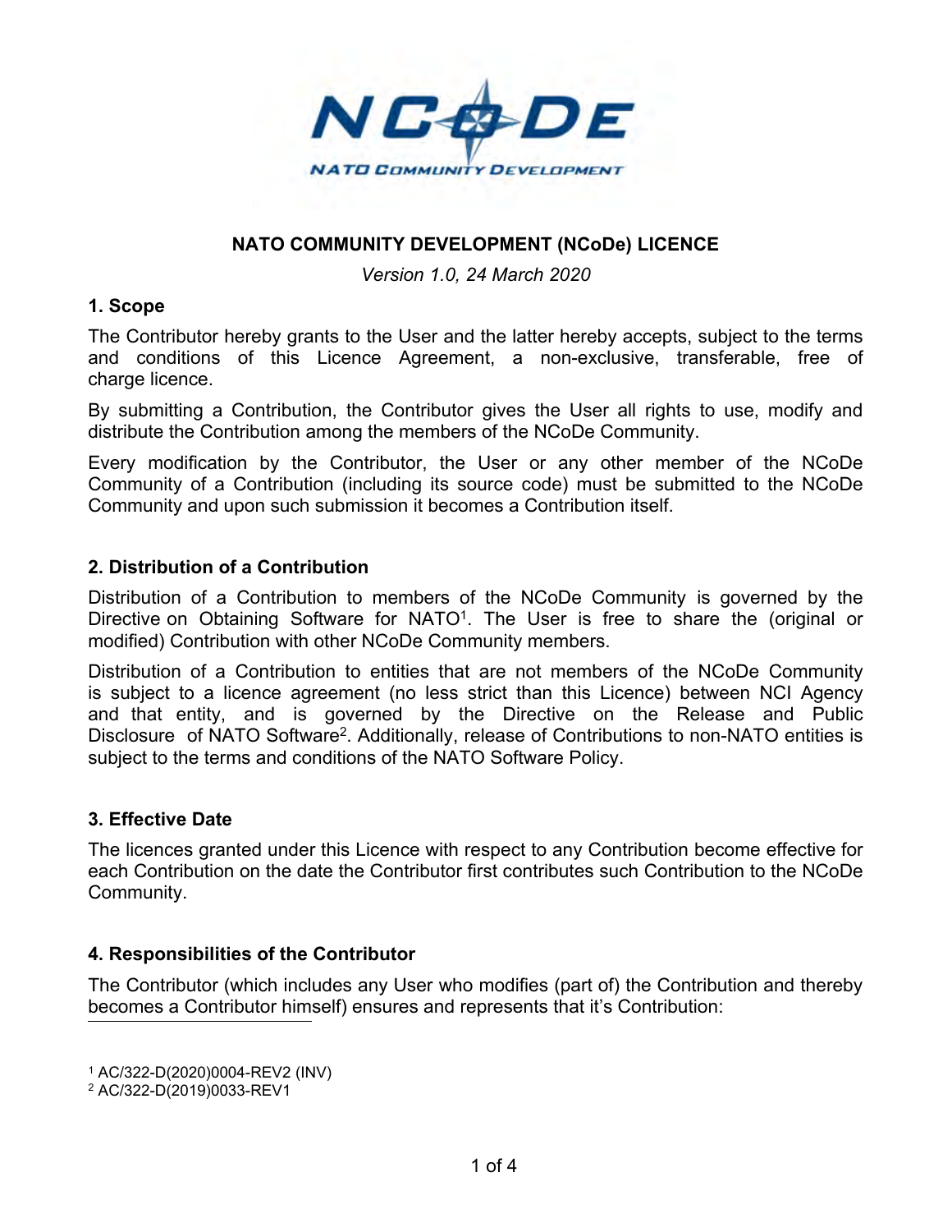# NATO COMMUNITY DEVELOPMENT (NCoDe) LICENCE

*Version 1.0, 24 March 2020*

## 1. Scope

The Contributor hereby grants to the User and the latter hereby accepts, subject to the terms and conditions of this Licence Agreement, a non-exclusive, transferable, free of charge licence.

By submitting a Contribution, the Contributor gives the User all rights to use, modify and distribute the Contribution among the members of the NCoDe Community.

Every modification by the Contributor, the User or any other member of the NCoDe Community of a Contribution (including its source code) must be submitted to the NCoDe Community and upon such submission it becomes a Contribution itself.

## 2. Distribution of a Contribution

Distribution of a Contribution to members of the NCoDe Community is governed by the Directive on Obtaining Software for NATO[1]. The User is free to share the (original or modified) Contribution with other NCoDe Community members.

Distribution of a Contribution to entities that are not members of the NCoDe Community is subject to a licence agreement (no less strict than this Licence) between NCI Agency and that entity, and is governed by the Directive on the Release and Public Disclosure of NATO Software[2]. Additionally, release of Contributions to non-NATO entities is subject to the terms and conditions of the NATO Software Policy.

## 3. Effective Date

The licences granted under this Licence with respect to any Contribution become effective for each Contribution on the date the Contributor first contributes such Contribution to the NCoDe Community.

## 4. Responsibilities of the Contributor

The Contributor (which includes any User who modifies (part of) the Contribution and thereby becomes a Contributor himself) ensures and represents that it's Contribution:

---

[1] AC/322-D(2020)0004-REV2 (INV)

[2] AC/322-D(2019)0033-REV1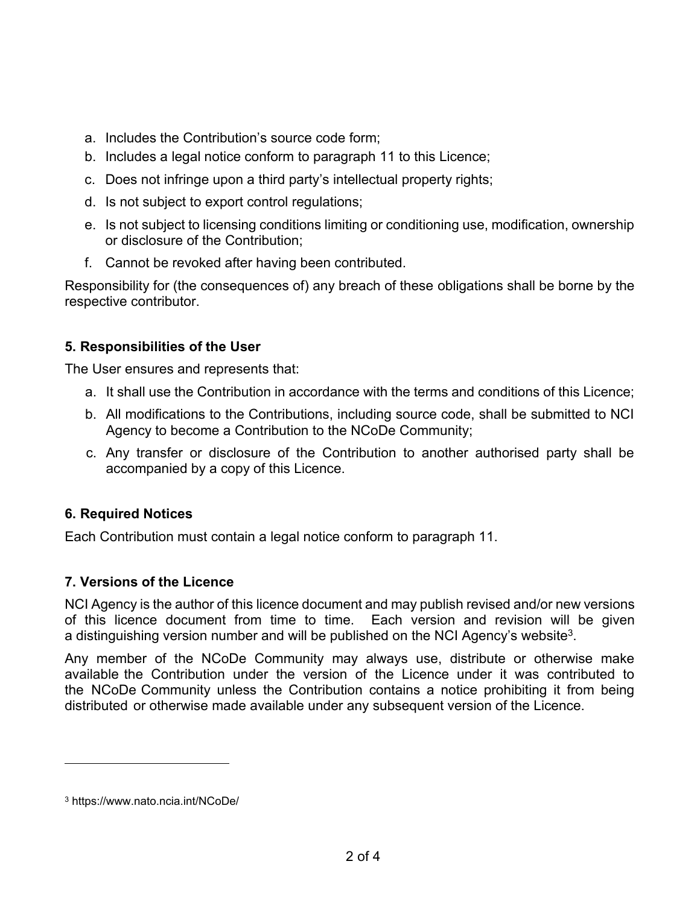a. Includes the Contribution's source code form;
b. Includes a legal notice conform to paragraph 11 to this Licence;
c. Does not infringe upon a third party's intellectual property rights;
d. Is not subject to export control regulations;
e. Is not subject to licensing conditions limiting or conditioning use, modification, ownership or disclosure of the Contribution;
f. Cannot be revoked after having been contributed.

Responsibility for (the consequences of) any breach of these obligations shall be borne by the respective contributor.

### 5. Responsibilities of the User

The User ensures and represents that:

a. It shall use the Contribution in accordance with the terms and conditions of this Licence;
b. All modifications to the Contributions, including source code, shall be submitted to NCI Agency to become a Contribution to the NCoDe Community;
c. Any transfer or disclosure of the Contribution to another authorised party shall be accompanied by a copy of this Licence.

### 6. Required Notices

Each Contribution must contain a legal notice conform to paragraph 11.

### 7. Versions of the Licence

NCI Agency is the author of this licence document and may publish revised and/or new versions of this licence document from time to time. Each version and revision will be given a distinguishing version number and will be published on the NCI Agency's website[3].

Any member of the NCoDe Community may always use, distribute or otherwise make available the Contribution under the version of the Licence under it was contributed to the NCoDe Community unless the Contribution contains a notice prohibiting it from being distributed or otherwise made available under any subsequent version of the Licence.

---

[3] https://www.nato.ncia.int/NCoDe/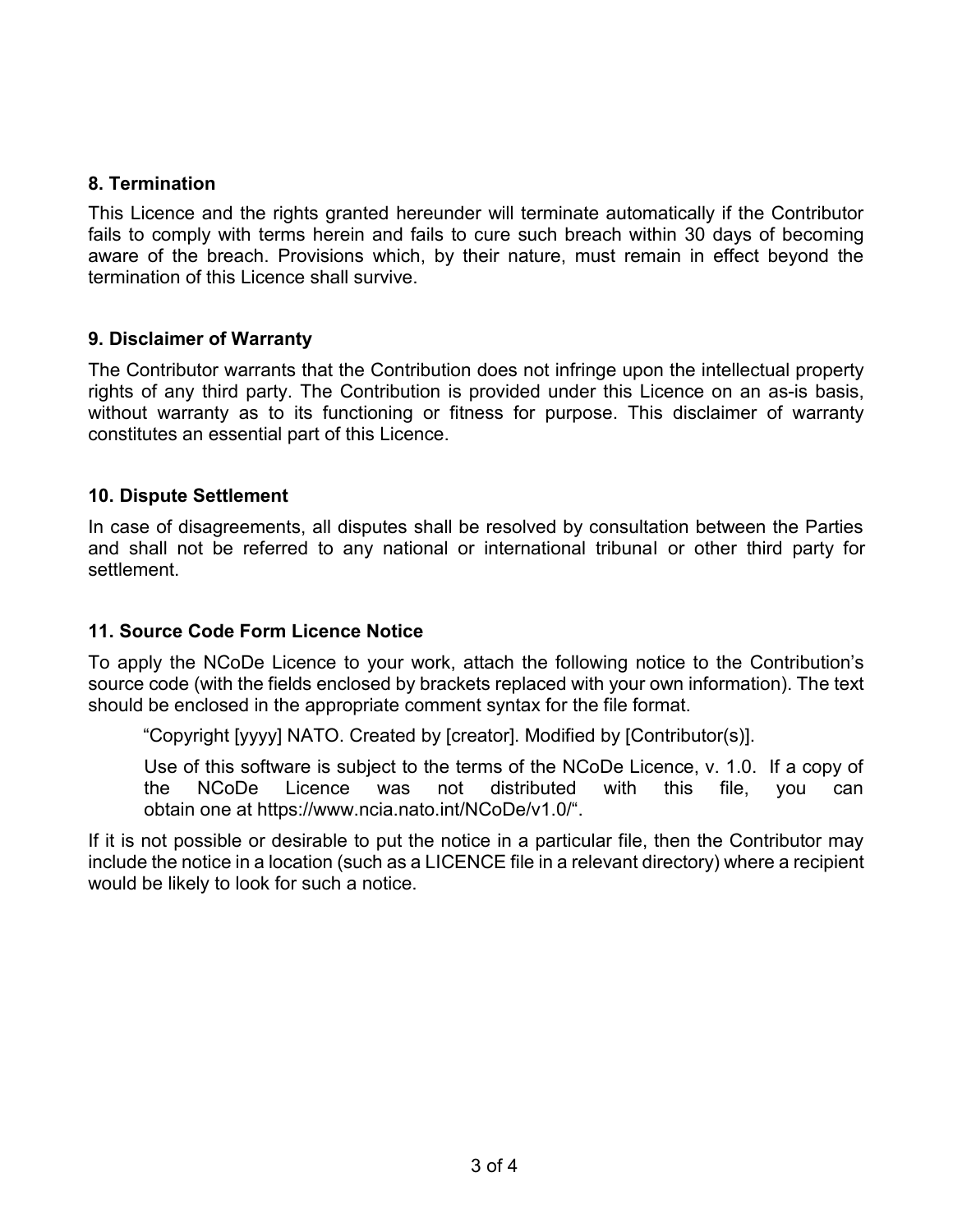### 8. Termination

This Licence and the rights granted hereunder will terminate automatically if the Contributor fails to comply with terms herein and fails to cure such breach within 30 days of becoming aware of the breach. Provisions which, by their nature, must remain in effect beyond the termination of this Licence shall survive.

### 9. Disclaimer of Warranty

The Contributor warrants that the Contribution does not infringe upon the intellectual property rights of any third party. The Contribution is provided under this Licence on an as-is basis, without warranty as to its functioning or fitness for purpose. This disclaimer of warranty constitutes an essential part of this Licence.

### 10. Dispute Settlement

In case of disagreements, all disputes shall be resolved by consultation between the Parties and shall not be referred to any national or international tribunal or other third party for settlement.

### 11. Source Code Form Licence Notice

To apply the NCoDe Licence to your work, attach the following notice to the Contribution's source code (with the fields enclosed by brackets replaced with your own information). The text should be enclosed in the appropriate comment syntax for the file format.

> "Copyright [yyyy] NATO. Created by [creator]. Modified by [Contributor(s)].
>
> Use of this software is subject to the terms of the NCoDe Licence, v. 1.0. If a copy of the NCoDe Licence was not distributed with this file, you can obtain one at https://www.ncia.nato.int/NCoDe/v1.0/".

If it is not possible or desirable to put the notice in a particular file, then the Contributor may include the notice in a location (such as a LICENCE file in a relevant directory) where a recipient would be likely to look for such a notice.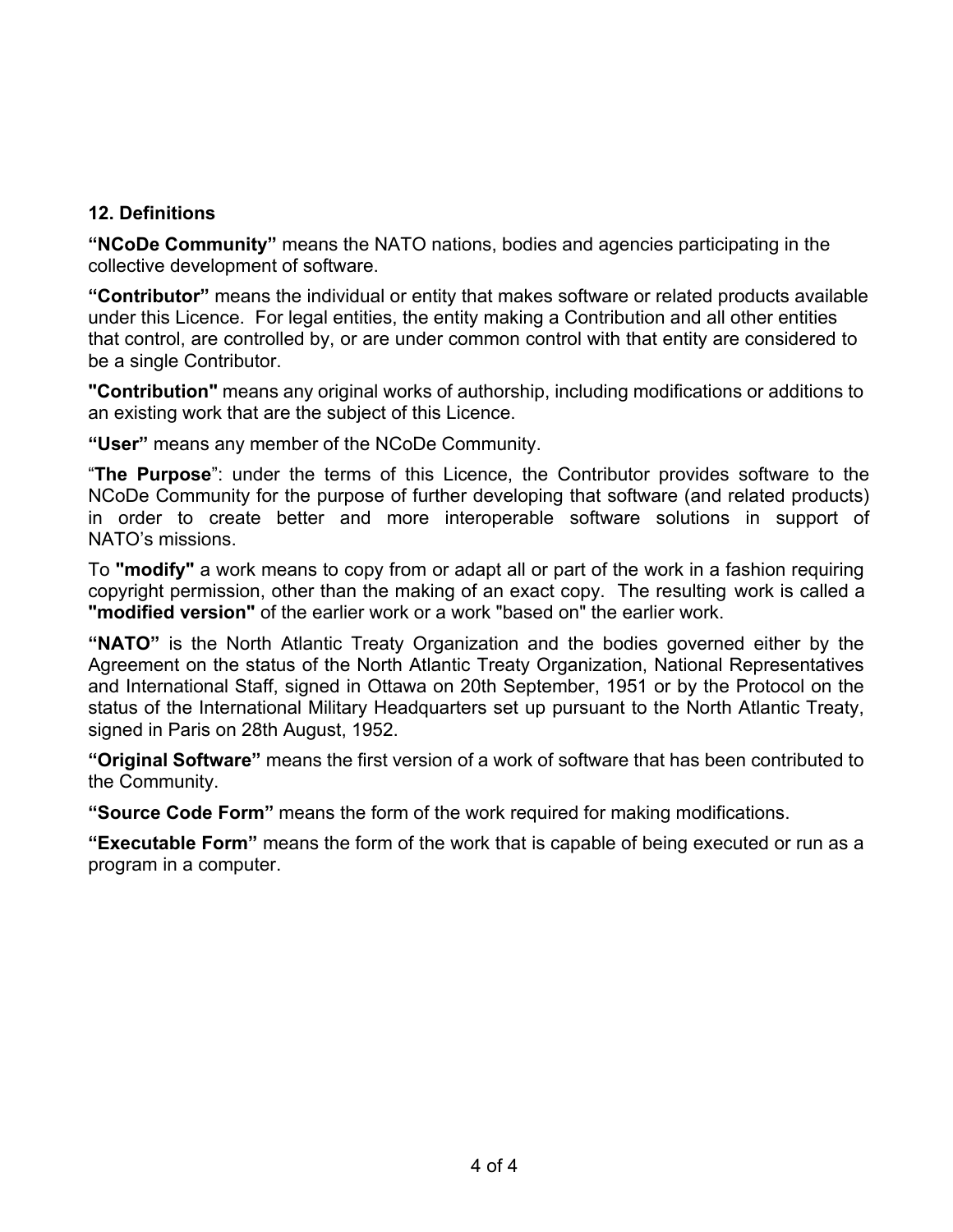**12. Definitions**

**"NCoDe Community"** means the NATO nations, bodies and agencies participating in the collective development of software.

**"Contributor"** means the individual or entity that makes software or related products available under this Licence. For legal entities, the entity making a Contribution and all other entities that control, are controlled by, or are under common control with that entity are considered to be a single Contributor.

**"Contribution"** means any original works of authorship, including modifications or additions to an existing work that are the subject of this Licence.

**"User"** means any member of the NCoDe Community.

"**The Purpose**": under the terms of this Licence, the Contributor provides software to the NCoDe Community for the purpose of further developing that software (and related products) in order to create better and more interoperable software solutions in support of NATO's missions.

To **"modify"** a work means to copy from or adapt all or part of the work in a fashion requiring copyright permission, other than the making of an exact copy. The resulting work is called a **"modified version"** of the earlier work or a work "based on" the earlier work.

**"NATO"** is the North Atlantic Treaty Organization and the bodies governed either by the Agreement on the status of the North Atlantic Treaty Organization, National Representatives and International Staff, signed in Ottawa on 20th September, 1951 or by the Protocol on the status of the International Military Headquarters set up pursuant to the North Atlantic Treaty, signed in Paris on 28th August, 1952.

**"Original Software"** means the first version of a work of software that has been contributed to the Community.

**"Source Code Form"** means the form of the work required for making modifications.

**"Executable Form"** means the form of the work that is capable of being executed or run as a program in a computer.